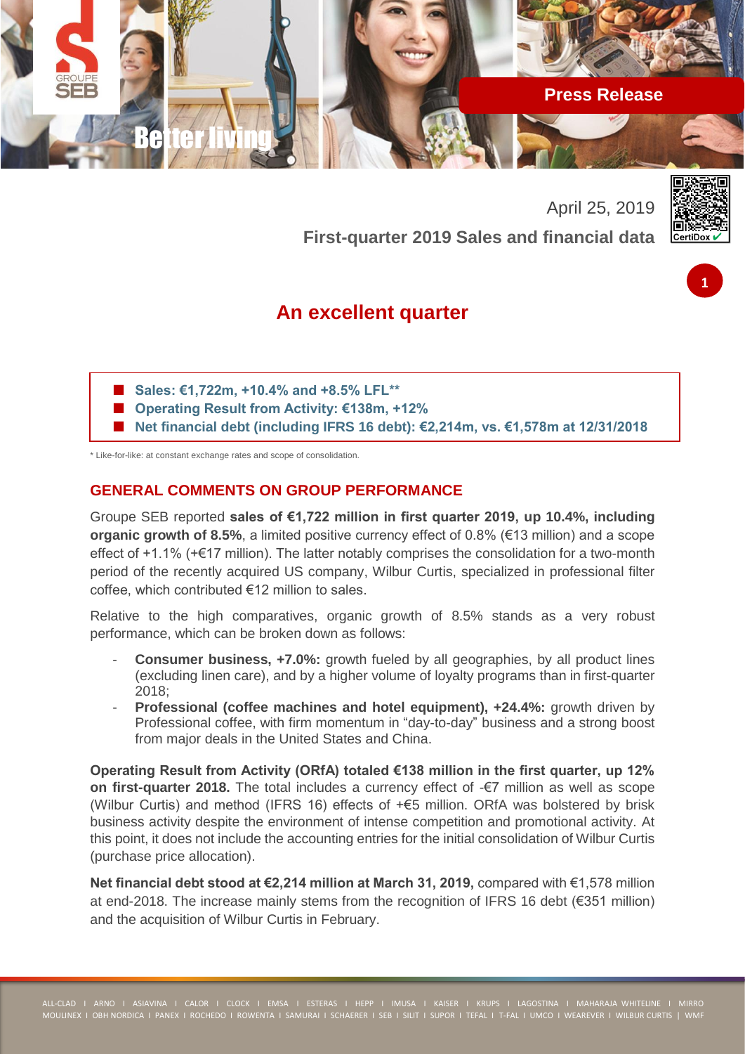Press Release

April 25, 2019

**First-quarter 2019 Sales and financial data**

# An excellent quarter

- **Sales: €1,722m, +10.4% and +8.5% LFL\*\***
- **Operating Result from Activity: €138m, +12%**
- **Net financial debt (including IFRS 16 debt): €2,214m, vs. €1,578m at 12/31/2018**

\* Like-for-like: at constant exchange rates and scope of consolidation.

## GENERAL COMMENTS ON GROUP PERFORMANCE

Groupe SEB reported **sales of €1,722 million in first quarter 2019, up 10.4%, including organic growth of 8.5%**, a limited positive currency effect of 0.8% (€13 million) and a scope effect of +1.1% (+€17 million). The latter notably comprises the consolidation for a two-month period of the recently acquired US company, Wilbur Curtis, specialized in professional filter coffee, which contributed €12 million to sales.

Relative to the high comparatives, organic growth of 8.5% stands as a very robust performance, which can be broken down as follows:

- **Consumer business, +7.0%:** growth fueled by all geographies, by all product lines (excluding linen care), and by a higher volume of loyalty programs than in first-quarter 2018;
- **Professional (coffee machines and hotel equipment), +24.4%:** growth driven by Professional coffee, with firm momentum in "day-to-day" business and a strong boost from major deals in the United States and China.

**Operating Result from Activity (ORfA) totaled €138 million in the first quarter, up 12% on first-quarter 2018.** The total includes a currency effect of -€7 million as well as scope (Wilbur Curtis) and method (IFRS 16) effects of +€5 million. ORfA was bolstered by brisk business activity despite the environment of intense competition and promotional activity. At this point, it does not include the accounting entries for the initial consolidation of Wilbur Curtis (purchase price allocation).

**Net financial debt stood at €2,214 million at March 31, 2019,** compared with €1,578 million at end-2018. The increase mainly stems from the recognition of IFRS 16 debt (€351 million) and the acquisition of Wilbur Curtis in February.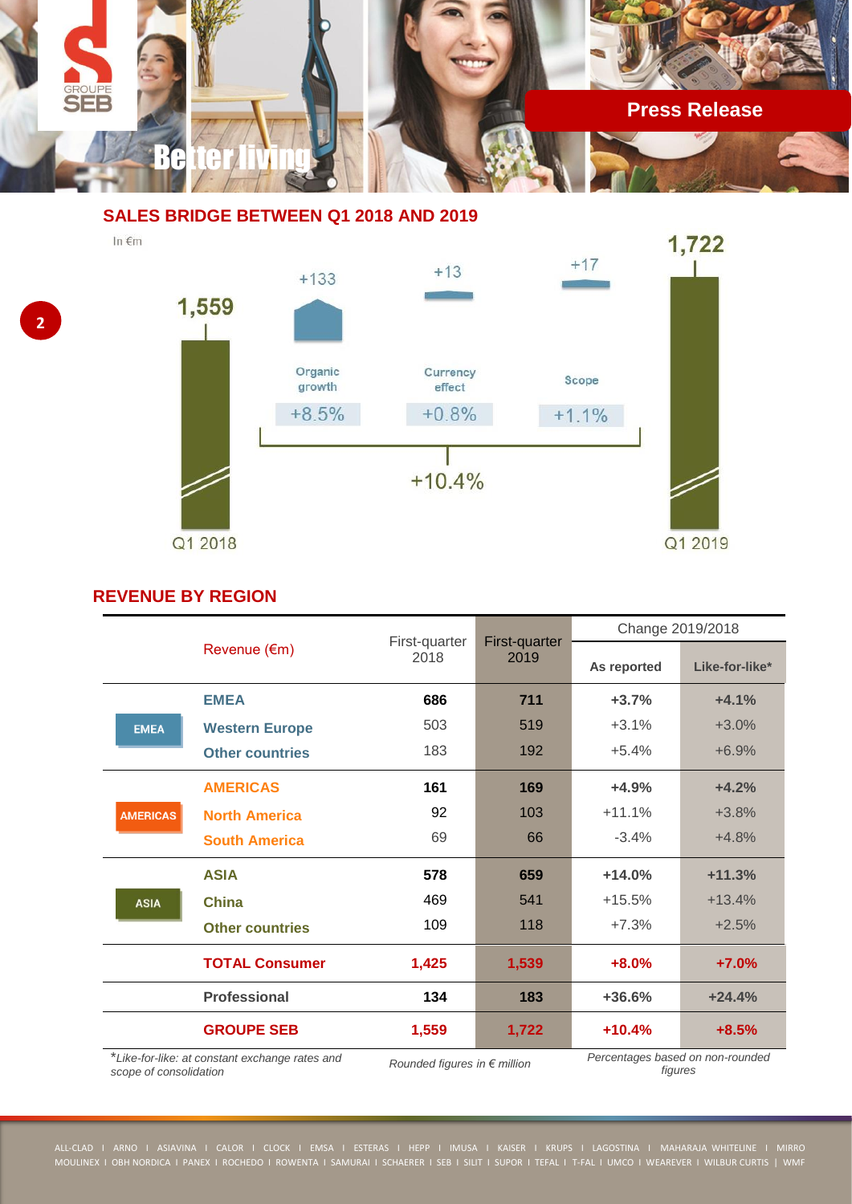## SALES BRIDGE BETWEEN Q1 2018 AND 2019

In €m

| | Q1 2018 | Organic growth | Currency effect | Scope | Q1 2019 |
|---|---|---|---|---|---|
| Value | 1,559 | +133 | +13 | +17 | 1,722 |
| % | | +8.5% | +0.8% | +1.1% | |

Total change: +10.4%

## REVENUE BY REGION

| | Revenue (€m) | First-quarter 2018 | First-quarter 2019 | Change 2019/2018 | |
|---|---|---|---|---|---|
| | | | | As reported | Like-for-like* |
| EMEA | **EMEA** | **686** | **711** | **+3.7%** | **+4.1%** |
| | Western Europe | 503 | 519 | +3.1% | +3.0% |
| | Other countries | 183 | 192 | +5.4% | +6.9% |
| AMERICAS | **AMERICAS** | **161** | **169** | **+4.9%** | **+4.2%** |
| | North America | 92 | 103 | +11.1% | +3.8% |
| | South America | 69 | 66 | -3.4% | +4.8% |
| ASIA | **ASIA** | **578** | **659** | **+14.0%** | **+11.3%** |
| | China | 469 | 541 | +15.5% | +13.4% |
| | Other countries | 109 | 118 | +7.3% | +2.5% |
| | **TOTAL Consumer** | **1,425** | **1,539** | **+8.0%** | **+7.0%** |
| | **Professional** | **134** | **183** | **+36.6%** | **+24.4%** |
| | **GROUPE SEB** | **1,559** | **1,722** | **+10.4%** | **+8.5%** |

*\*Like-for-like: at constant exchange rates and scope of consolidation*

*Rounded figures in € million*

*Percentages based on non-rounded figures*

ALL-CLAD I ARNO I ASIAVINA I CALOR I CLOCK I EMSA I ESTERAS I HEPP I IMUSA I KAISER I KRUPS I LAGOSTINA I MAHARAJA WHITELINE I MIRRO
MOULINEX I OBH NORDICA I PANEX I ROCHEDO I ROWENTA I SAMURAI I SCHAERER I SEB I SILIT I SUPOR I TEFAL I T-FAL I UMCO I WEAREVER I WILBUR CURTIS I WMF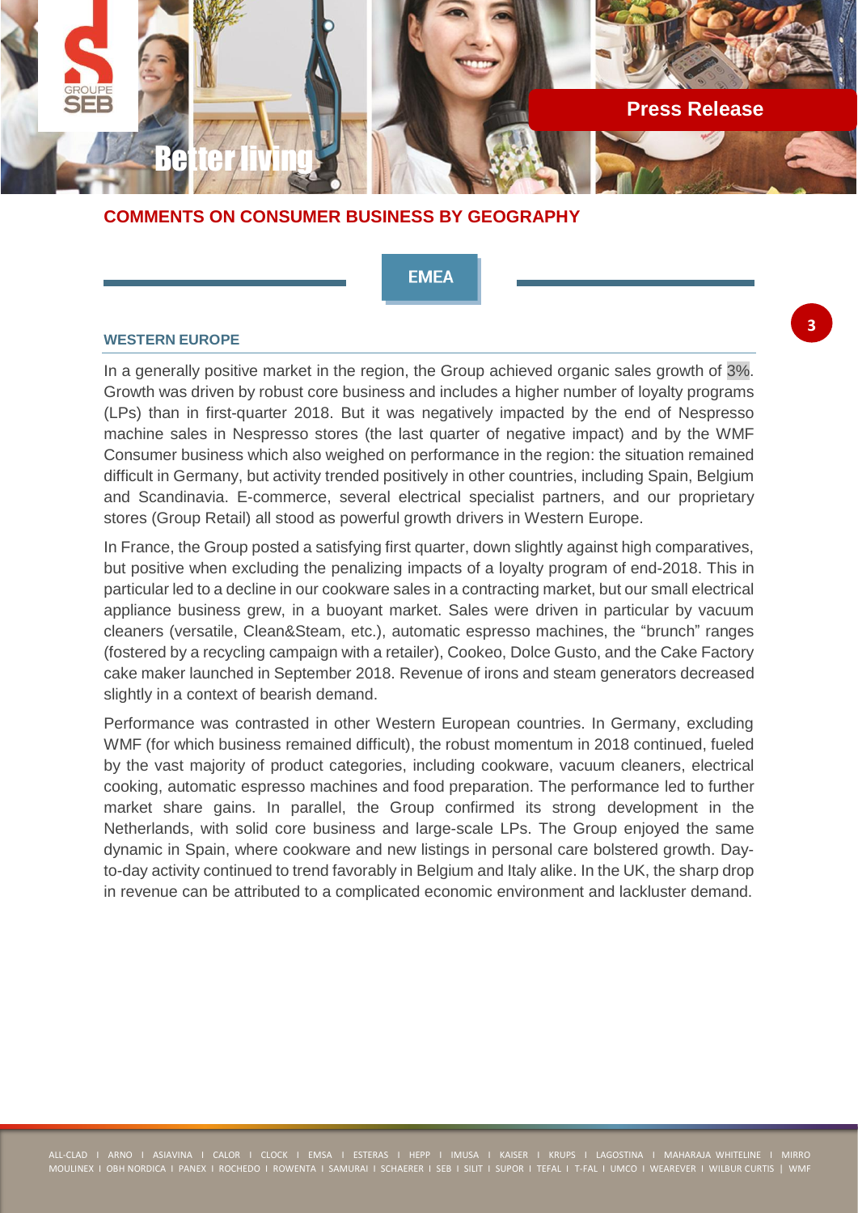## COMMENTS ON CONSUMER BUSINESS BY GEOGRAPHY

### EMEA

#### WESTERN EUROPE

In a generally positive market in the region, the Group achieved organic sales growth of 3%. Growth was driven by robust core business and includes a higher number of loyalty programs (LPs) than in first-quarter 2018. But it was negatively impacted by the end of Nespresso machine sales in Nespresso stores (the last quarter of negative impact) and by the WMF Consumer business which also weighed on performance in the region: the situation remained difficult in Germany, but activity trended positively in other countries, including Spain, Belgium and Scandinavia. E-commerce, several electrical specialist partners, and our proprietary stores (Group Retail) all stood as powerful growth drivers in Western Europe.

In France, the Group posted a satisfying first quarter, down slightly against high comparatives, but positive when excluding the penalizing impacts of a loyalty program of end-2018. This in particular led to a decline in our cookware sales in a contracting market, but our small electrical appliance business grew, in a buoyant market. Sales were driven in particular by vacuum cleaners (versatile, Clean&Steam, etc.), automatic espresso machines, the "brunch" ranges (fostered by a recycling campaign with a retailer), Cookeo, Dolce Gusto, and the Cake Factory cake maker launched in September 2018. Revenue of irons and steam generators decreased slightly in a context of bearish demand.

Performance was contrasted in other Western European countries. In Germany, excluding WMF (for which business remained difficult), the robust momentum in 2018 continued, fueled by the vast majority of product categories, including cookware, vacuum cleaners, electrical cooking, automatic espresso machines and food preparation. The performance led to further market share gains. In parallel, the Group confirmed its strong development in the Netherlands, with solid core business and large-scale LPs. The Group enjoyed the same dynamic in Spain, where cookware and new listings in personal care bolstered growth. Day-to-day activity continued to trend favorably in Belgium and Italy alike. In the UK, the sharp drop in revenue can be attributed to a complicated economic environment and lackluster demand.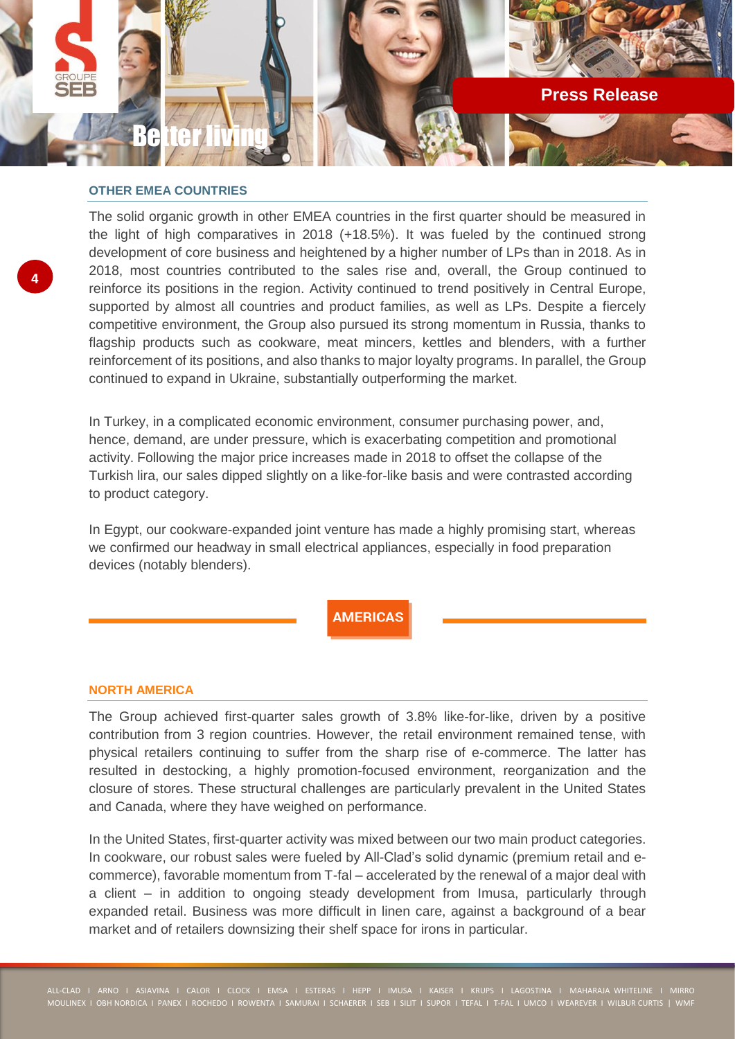### OTHER EMEA COUNTRIES

The solid organic growth in other EMEA countries in the first quarter should be measured in the light of high comparatives in 2018 (+18.5%). It was fueled by the continued strong development of core business and heightened by a higher number of LPs than in 2018. As in 2018, most countries contributed to the sales rise and, overall, the Group continued to reinforce its positions in the region. Activity continued to trend positively in Central Europe, supported by almost all countries and product families, as well as LPs. Despite a fiercely competitive environment, the Group also pursued its strong momentum in Russia, thanks to flagship products such as cookware, meat mincers, kettles and blenders, with a further reinforcement of its positions, and also thanks to major loyalty programs. In parallel, the Group continued to expand in Ukraine, substantially outperforming the market.

In Turkey, in a complicated economic environment, consumer purchasing power, and, hence, demand, are under pressure, which is exacerbating competition and promotional activity. Following the major price increases made in 2018 to offset the collapse of the Turkish lira, our sales dipped slightly on a like-for-like basis and were contrasted according to product category.

In Egypt, our cookware-expanded joint venture has made a highly promising start, whereas we confirmed our headway in small electrical appliances, especially in food preparation devices (notably blenders).

## AMERICAS

### NORTH AMERICA

The Group achieved first-quarter sales growth of 3.8% like-for-like, driven by a positive contribution from 3 region countries. However, the retail environment remained tense, with physical retailers continuing to suffer from the sharp rise of e-commerce. The latter has resulted in destocking, a highly promotion-focused environment, reorganization and the closure of stores. These structural challenges are particularly prevalent in the United States and Canada, where they have weighed on performance.

In the United States, first-quarter activity was mixed between our two main product categories. In cookware, our robust sales were fueled by All-Clad's solid dynamic (premium retail and e-commerce), favorable momentum from T-fal – accelerated by the renewal of a major deal with a client – in addition to ongoing steady development from Imusa, particularly through expanded retail. Business was more difficult in linen care, against a background of a bear market and of retailers downsizing their shelf space for irons in particular.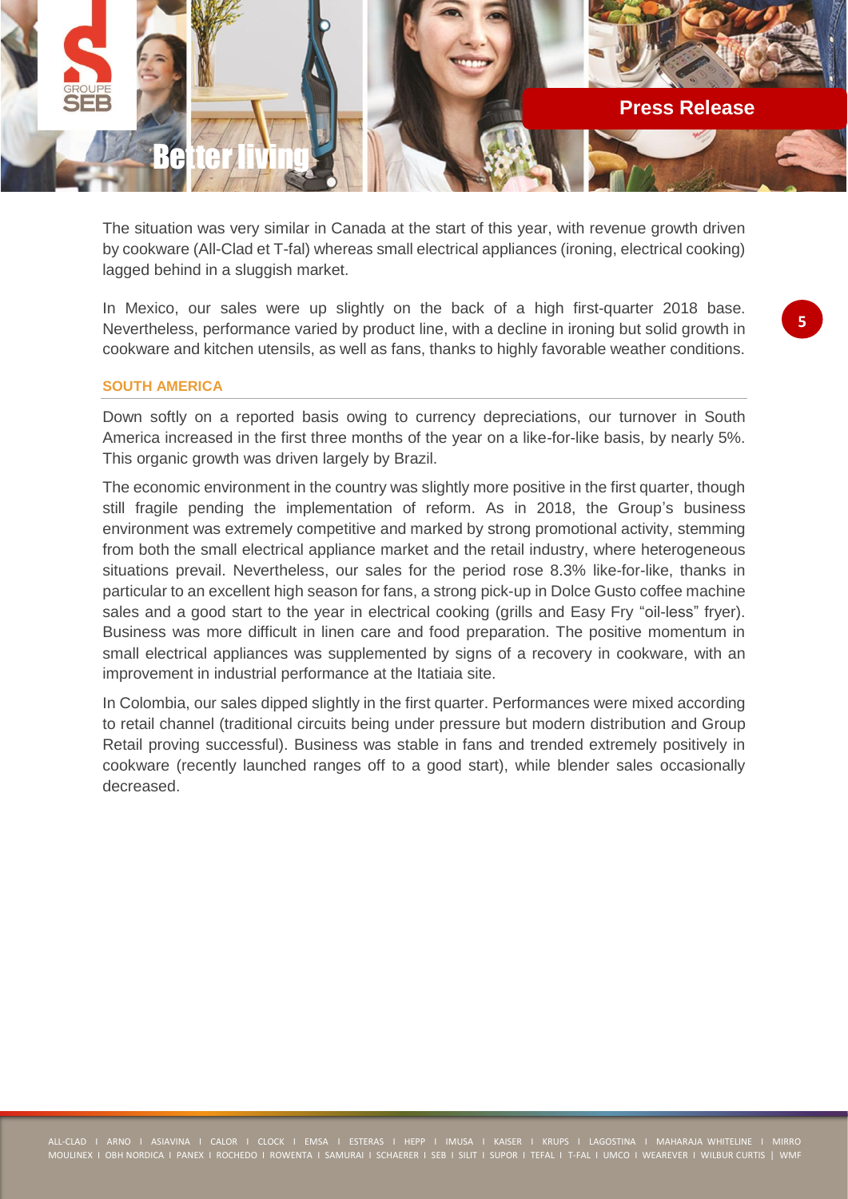The situation was very similar in Canada at the start of this year, with revenue growth driven by cookware (All-Clad et T-fal) whereas small electrical appliances (ironing, electrical cooking) lagged behind in a sluggish market.

In Mexico, our sales were up slightly on the back of a high first-quarter 2018 base. Nevertheless, performance varied by product line, with a decline in ironing but solid growth in cookware and kitchen utensils, as well as fans, thanks to highly favorable weather conditions.

### SOUTH AMERICA

Down softly on a reported basis owing to currency depreciations, our turnover in South America increased in the first three months of the year on a like-for-like basis, by nearly 5%. This organic growth was driven largely by Brazil.

The economic environment in the country was slightly more positive in the first quarter, though still fragile pending the implementation of reform. As in 2018, the Group's business environment was extremely competitive and marked by strong promotional activity, stemming from both the small electrical appliance market and the retail industry, where heterogeneous situations prevail. Nevertheless, our sales for the period rose 8.3% like-for-like, thanks in particular to an excellent high season for fans, a strong pick-up in Dolce Gusto coffee machine sales and a good start to the year in electrical cooking (grills and Easy Fry "oil-less" fryer). Business was more difficult in linen care and food preparation. The positive momentum in small electrical appliances was supplemented by signs of a recovery in cookware, with an improvement in industrial performance at the Itatiaia site.

In Colombia, our sales dipped slightly in the first quarter. Performances were mixed according to retail channel (traditional circuits being under pressure but modern distribution and Group Retail proving successful). Business was stable in fans and trended extremely positively in cookware (recently launched ranges off to a good start), while blender sales occasionally decreased.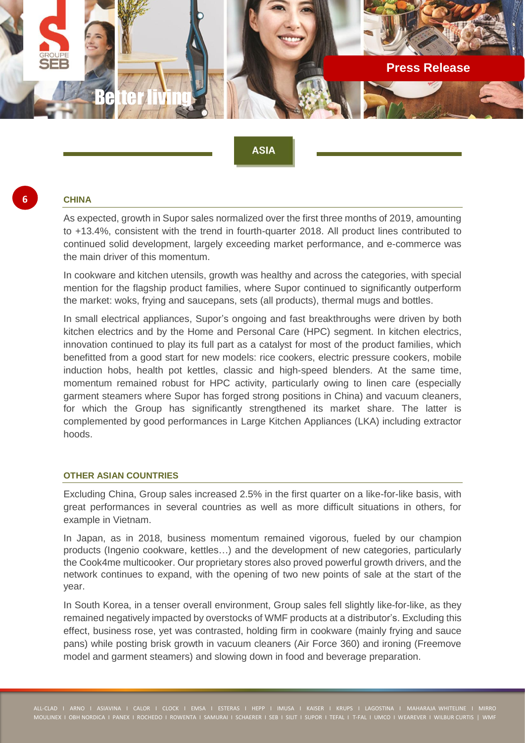## ASIA

### CHINA

As expected, growth in Supor sales normalized over the first three months of 2019, amounting to +13.4%, consistent with the trend in fourth-quarter 2018. All product lines contributed to continued solid development, largely exceeding market performance, and e-commerce was the main driver of this momentum.

In cookware and kitchen utensils, growth was healthy and across the categories, with special mention for the flagship product families, where Supor continued to significantly outperform the market: woks, frying and saucepans, sets (all products), thermal mugs and bottles.

In small electrical appliances, Supor's ongoing and fast breakthroughs were driven by both kitchen electrics and by the Home and Personal Care (HPC) segment. In kitchen electrics, innovation continued to play its full part as a catalyst for most of the product families, which benefitted from a good start for new models: rice cookers, electric pressure cookers, mobile induction hobs, health pot kettles, classic and high-speed blenders. At the same time, momentum remained robust for HPC activity, particularly owing to linen care (especially garment steamers where Supor has forged strong positions in China) and vacuum cleaners, for which the Group has significantly strengthened its market share. The latter is complemented by good performances in Large Kitchen Appliances (LKA) including extractor hoods.

### OTHER ASIAN COUNTRIES

Excluding China, Group sales increased 2.5% in the first quarter on a like-for-like basis, with great performances in several countries as well as more difficult situations in others, for example in Vietnam.

In Japan, as in 2018, business momentum remained vigorous, fueled by our champion products (Ingenio cookware, kettles…) and the development of new categories, particularly the Cook4me multicooker. Our proprietary stores also proved powerful growth drivers, and the network continues to expand, with the opening of two new points of sale at the start of the year.

In South Korea, in a tenser overall environment, Group sales fell slightly like-for-like, as they remained negatively impacted by overstocks of WMF products at a distributor's. Excluding this effect, business rose, yet was contrasted, holding firm in cookware (mainly frying and sauce pans) while posting brisk growth in vacuum cleaners (Air Force 360) and ironing (Freemove model and garment steamers) and slowing down in food and beverage preparation.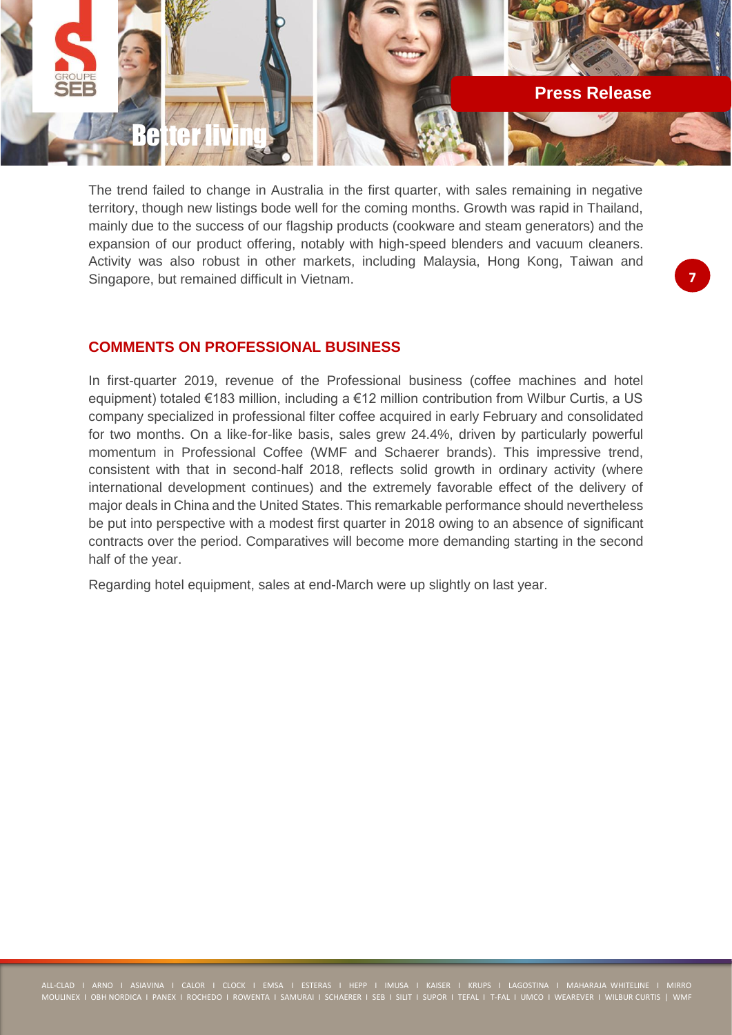The trend failed to change in Australia in the first quarter, with sales remaining in negative territory, though new listings bode well for the coming months. Growth was rapid in Thailand, mainly due to the success of our flagship products (cookware and steam generators) and the expansion of our product offering, notably with high-speed blenders and vacuum cleaners. Activity was also robust in other markets, including Malaysia, Hong Kong, Taiwan and Singapore, but remained difficult in Vietnam.

## COMMENTS ON PROFESSIONAL BUSINESS

In first-quarter 2019, revenue of the Professional business (coffee machines and hotel equipment) totaled €183 million, including a €12 million contribution from Wilbur Curtis, a US company specialized in professional filter coffee acquired in early February and consolidated for two months. On a like-for-like basis, sales grew 24.4%, driven by particularly powerful momentum in Professional Coffee (WMF and Schaerer brands). This impressive trend, consistent with that in second-half 2018, reflects solid growth in ordinary activity (where international development continues) and the extremely favorable effect of the delivery of major deals in China and the United States. This remarkable performance should nevertheless be put into perspective with a modest first quarter in 2018 owing to an absence of significant contracts over the period. Comparatives will become more demanding starting in the second half of the year.

Regarding hotel equipment, sales at end-March were up slightly on last year.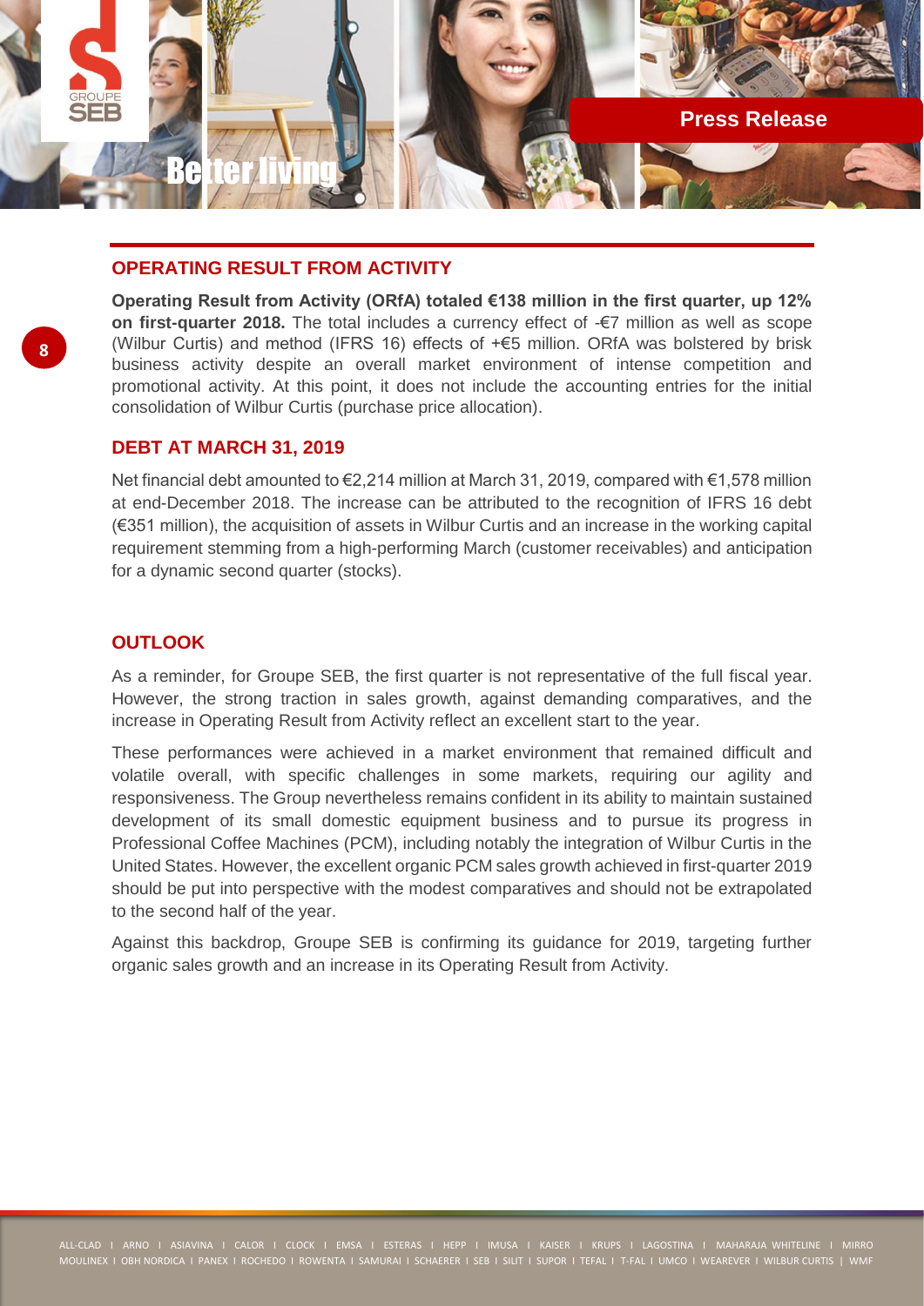## OPERATING RESULT FROM ACTIVITY

**Operating Result from Activity (ORfA) totaled €138 million in the first quarter, up 12% on first-quarter 2018.** The total includes a currency effect of -€7 million as well as scope (Wilbur Curtis) and method (IFRS 16) effects of +€5 million. ORfA was bolstered by brisk business activity despite an overall market environment of intense competition and promotional activity. At this point, it does not include the accounting entries for the initial consolidation of Wilbur Curtis (purchase price allocation).

## DEBT AT MARCH 31, 2019

Net financial debt amounted to €2,214 million at March 31, 2019, compared with €1,578 million at end-December 2018. The increase can be attributed to the recognition of IFRS 16 debt (€351 million), the acquisition of assets in Wilbur Curtis and an increase in the working capital requirement stemming from a high-performing March (customer receivables) and anticipation for a dynamic second quarter (stocks).

## OUTLOOK

As a reminder, for Groupe SEB, the first quarter is not representative of the full fiscal year. However, the strong traction in sales growth, against demanding comparatives, and the increase in Operating Result from Activity reflect an excellent start to the year.

These performances were achieved in a market environment that remained difficult and volatile overall, with specific challenges in some markets, requiring our agility and responsiveness. The Group nevertheless remains confident in its ability to maintain sustained development of its small domestic equipment business and to pursue its progress in Professional Coffee Machines (PCM), including notably the integration of Wilbur Curtis in the United States. However, the excellent organic PCM sales growth achieved in first-quarter 2019 should be put into perspective with the modest comparatives and should not be extrapolated to the second half of the year.

Against this backdrop, Groupe SEB is confirming its guidance for 2019, targeting further organic sales growth and an increase in its Operating Result from Activity.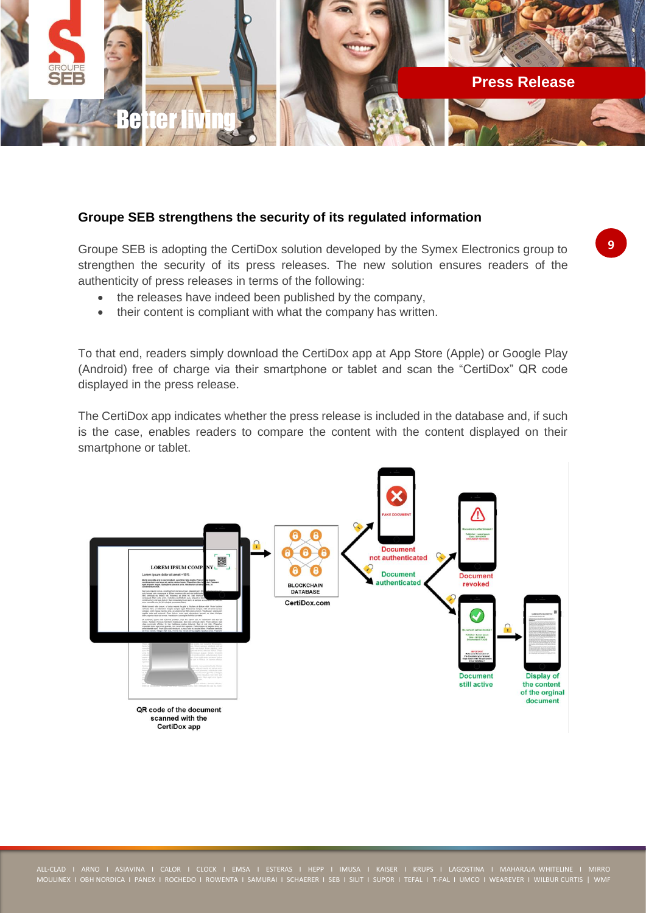## Groupe SEB strengthens the security of its regulated information

Groupe SEB is adopting the CertiDox solution developed by the Symex Electronics group to strengthen the security of its press releases. The new solution ensures readers of the authenticity of press releases in terms of the following:

- the releases have indeed been published by the company,
- their content is compliant with what the company has written.

To that end, readers simply download the CertiDox app at App Store (Apple) or Google Play (Android) free of charge via their smartphone or tablet and scan the "CertiDox" QR code displayed in the press release.

The CertiDox app indicates whether the press release is included in the database and, if such is the case, enables readers to compare the content with the content displayed on their smartphone or tablet.

QR code of the document scanned with the CertiDox app

BLOCKCHAIN DATABASE

CertiDox.com

Document not authenticated

Document authenticated

Document revoked

Document still active

Display of the content of the orginal document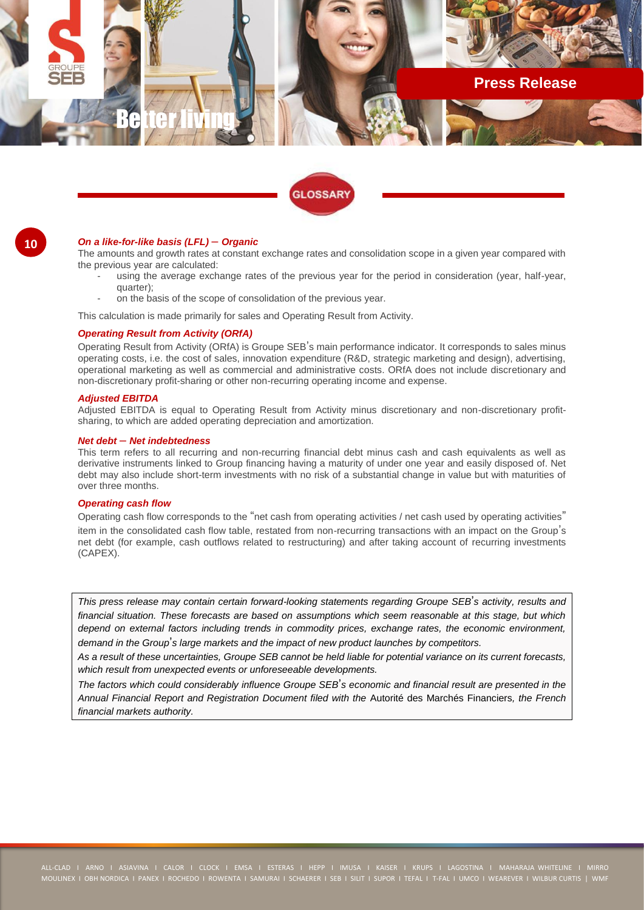## GLOSSARY

***On a like-for-like basis (LFL) – Organic***

The amounts and growth rates at constant exchange rates and consolidation scope in a given year compared with the previous year are calculated:

- using the average exchange rates of the previous year for the period in consideration (year, half-year, quarter);
- on the basis of the scope of consolidation of the previous year.

This calculation is made primarily for sales and Operating Result from Activity.

***Operating Result from Activity (ORfA)***

Operating Result from Activity (ORfA) is Groupe SEB's main performance indicator. It corresponds to sales minus operating costs, i.e. the cost of sales, innovation expenditure (R&D, strategic marketing and design), advertising, operational marketing as well as commercial and administrative costs. ORfA does not include discretionary and non-discretionary profit-sharing or other non-recurring operating income and expense.

***Adjusted EBITDA***

Adjusted EBITDA is equal to Operating Result from Activity minus discretionary and non-discretionary profit-sharing, to which are added operating depreciation and amortization.

***Net debt – Net indebtedness***

This term refers to all recurring and non-recurring financial debt minus cash and cash equivalents as well as derivative instruments linked to Group financing having a maturity of under one year and easily disposed of. Net debt may also include short-term investments with no risk of a substantial change in value but with maturities of over three months.

***Operating cash flow***

Operating cash flow corresponds to the "net cash from operating activities / net cash used by operating activities" item in the consolidated cash flow table, restated from non-recurring transactions with an impact on the Group's net debt (for example, cash outflows related to restructuring) and after taking account of recurring investments (CAPEX).

*This press release may contain certain forward-looking statements regarding Groupe SEB's activity, results and financial situation. These forecasts are based on assumptions which seem reasonable at this stage, but which depend on external factors including trends in commodity prices, exchange rates, the economic environment, demand in the Group's large markets and the impact of new product launches by competitors.*

*As a result of these uncertainties, Groupe SEB cannot be held liable for potential variance on its current forecasts, which result from unexpected events or unforeseeable developments.*

*The factors which could considerably influence Groupe SEB's economic and financial result are presented in the Annual Financial Report and Registration Document filed with the* Autorité des Marchés Financiers*, the French financial markets authority.*

ALL-CLAD I ARNO I ASIAVINA I CALOR I CLOCK I EMSA I ESTERAS I HEPP I IMUSA I KAISER I KRUPS I LAGOSTINA I MAHARAJA WHITELINE I MIRRO MOULINEX I OBH NORDICA I PANEX I ROCHEDO I ROWENTA I SAMURAI I SCHAERER I SEB I SILIT I SUPOR I TEFAL I T-FAL I UMCO I WEAREVER I WILBUR CURTIS I WMF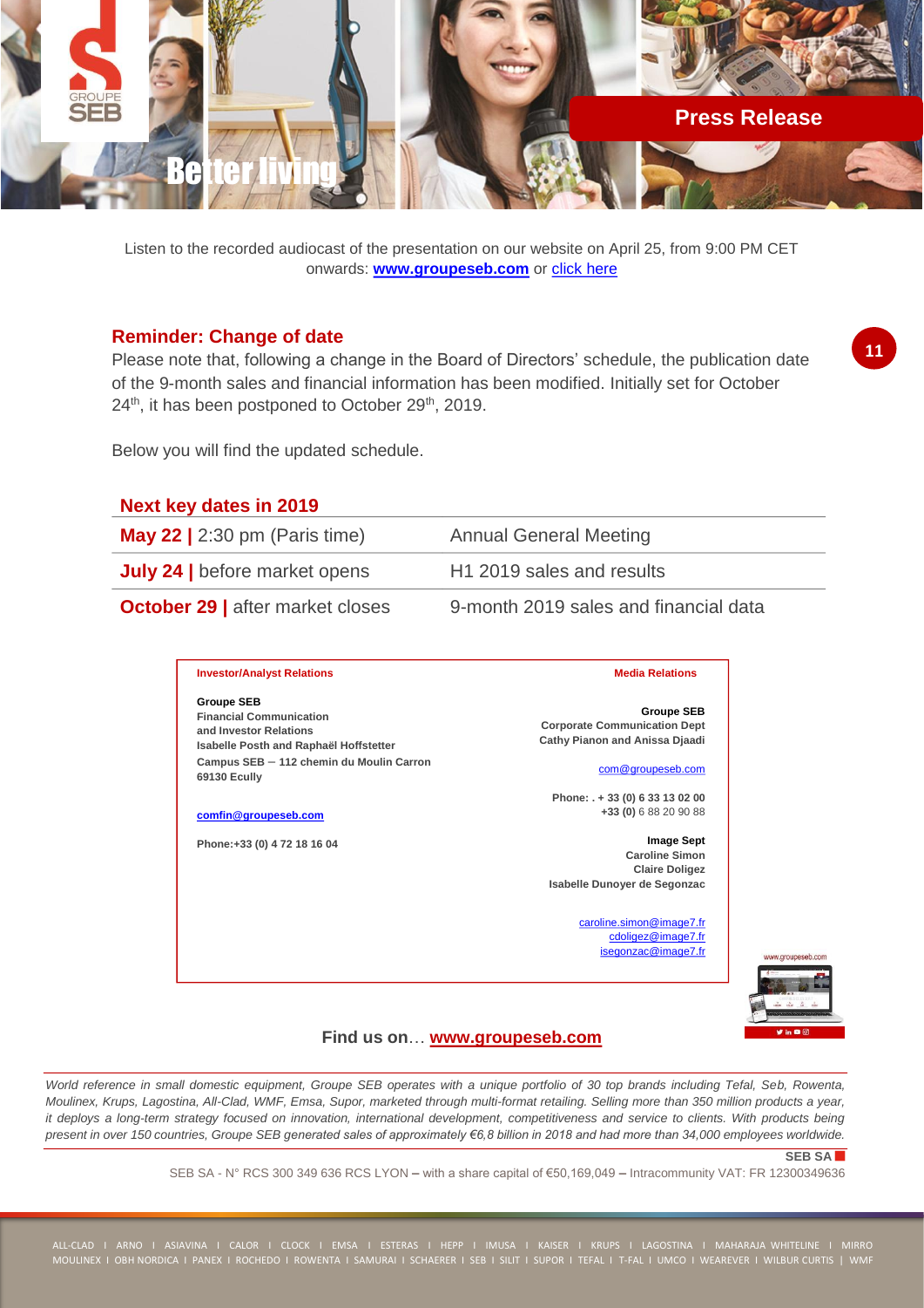Press Release

Listen to the recorded audiocast of the presentation on our website on April 25, from 9:00 PM CET onwards: **www.groupeseb.com** or click here

## Reminder: Change of date

Please note that, following a change in the Board of Directors' schedule, the publication date of the 9-month sales and financial information has been modified. Initially set for October 24th, it has been postponed to October 29th, 2019.

Below you will find the updated schedule.

## Next key dates in 2019

| | |
|---|---|
| **May 22 \|** 2:30 pm (Paris time) | Annual General Meeting |
| **July 24 \|** before market opens | H1 2019 sales and results |
| **October 29 \|** after market closes | 9-month 2019 sales and financial data |

**Investor/Analyst Relations**

**Groupe SEB**
**Financial Communication**
**and Investor Relations**
**Isabelle Posth and Raphaël Hoffstetter**
**Campus SEB – 112 chemin du Moulin Carron**
**69130 Ecully**

comfin@groupeseb.com

**Phone:+33 (0) 4 72 18 16 04**

**Media Relations**

**Groupe SEB**
**Corporate Communication Dept**
**Cathy Pianon and Anissa Djaadi**

com@groupeseb.com

**Phone: . + 33 (0) 6 33 13 02 00**
**+33 (0)** 6 88 20 90 88

**Image Sept**
**Caroline Simon**
**Claire Doligez**
**Isabelle Dunoyer de Segonzac**

caroline.simon@image7.fr
cdoligez@image7.fr
isegonzac@image7.fr

**Find us on… www.groupeseb.com**

*World reference in small domestic equipment, Groupe SEB operates with a unique portfolio of 30 top brands including Tefal, Seb, Rowenta, Moulinex, Krups, Lagostina, All-Clad, WMF, Emsa, Supor, marketed through multi-format retailing. Selling more than 350 million products a year, it deploys a long-term strategy focused on innovation, international development, competitiveness and service to clients. With products being present in over 150 countries, Groupe SEB generated sales of approximately €6,8 billion in 2018 and had more than 34,000 employees worldwide.*

**SEB SA**

SEB SA - N° RCS 300 349 636 RCS LYON – with a share capital of €50,169,049 – Intracommunity VAT: FR 12300349636

ALL-CLAD I ARNO I ASIAVINA I CALOR I CLOCK I EMSA I ESTERAS I HEPP I IMUSA I KAISER I KRUPS I LAGOSTINA I MAHARAJA WHITELINE I MIRRO MOULINEX I OBH NORDICA I PANEX I ROCHEDO I ROWENTA I SAMURAI I SCHAERER I SEB I SILIT I SUPOR I TEFAL I T-FAL I UMCO I WEAREVER I WILBUR CURTIS I WMF